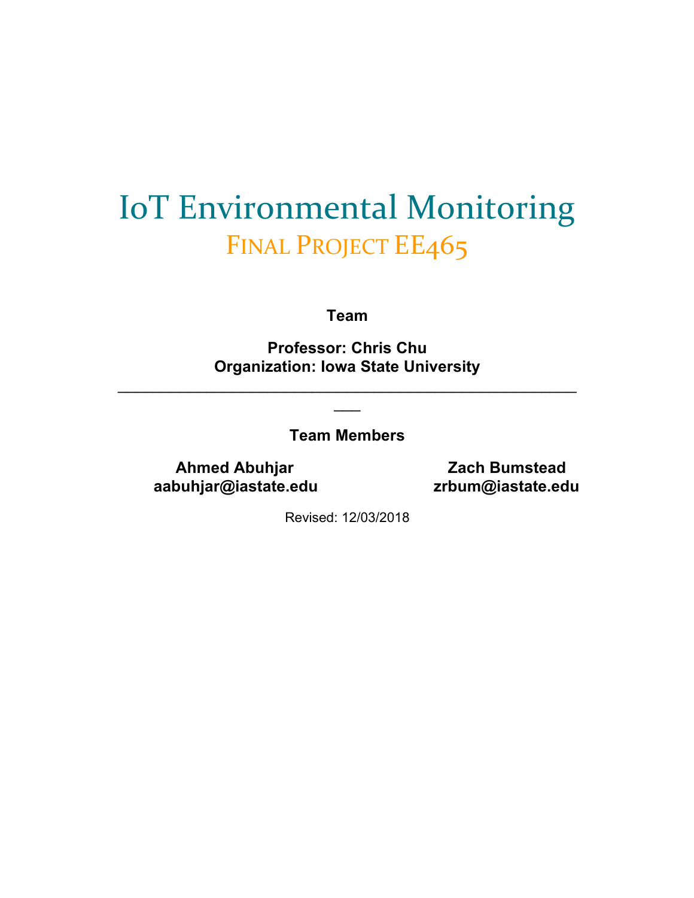# IoT Environmental Monitoring

## Final Project EE465

**Team**

**Professor: Chris Chu**
**Organization: Iowa State University**

---

**Team Members**

**Ahmed Abuhjar**
**aabuhjar@iastate.edu**

**Zach Bumstead**
**zrbum@iastate.edu**

Revised: 12/03/2018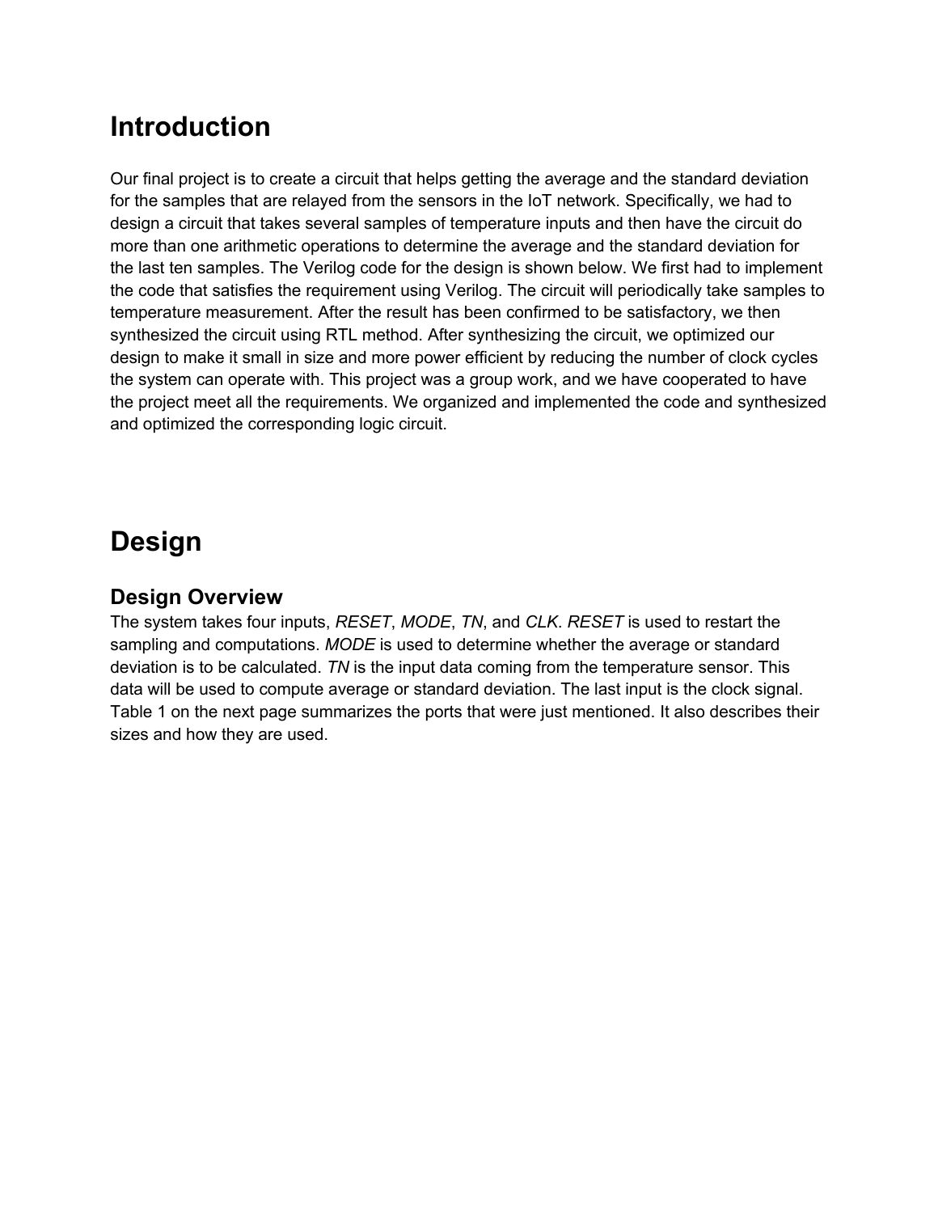# Introduction

Our final project is to create a circuit that helps getting the average and the standard deviation for the samples that are relayed from the sensors in the IoT network. Specifically, we had to design a circuit that takes several samples of temperature inputs and then have the circuit do more than one arithmetic operations to determine the average and the standard deviation for the last ten samples. The Verilog code for the design is shown below. We first had to implement the code that satisfies the requirement using Verilog. The circuit will periodically take samples to temperature measurement. After the result has been confirmed to be satisfactory, we then synthesized the circuit using RTL method. After synthesizing the circuit, we optimized our design to make it small in size and more power efficient by reducing the number of clock cycles the system can operate with. This project was a group work, and we have cooperated to have the project meet all the requirements. We organized and implemented the code and synthesized and optimized the corresponding logic circuit.

# Design

## Design Overview

The system takes four inputs, *RESET*, *MODE*, *TN*, and *CLK*. *RESET* is used to restart the sampling and computations. *MODE* is used to determine whether the average or standard deviation is to be calculated. *TN* is the input data coming from the temperature sensor. This data will be used to compute average or standard deviation. The last input is the clock signal. Table 1 on the next page summarizes the ports that were just mentioned. It also describes their sizes and how they are used.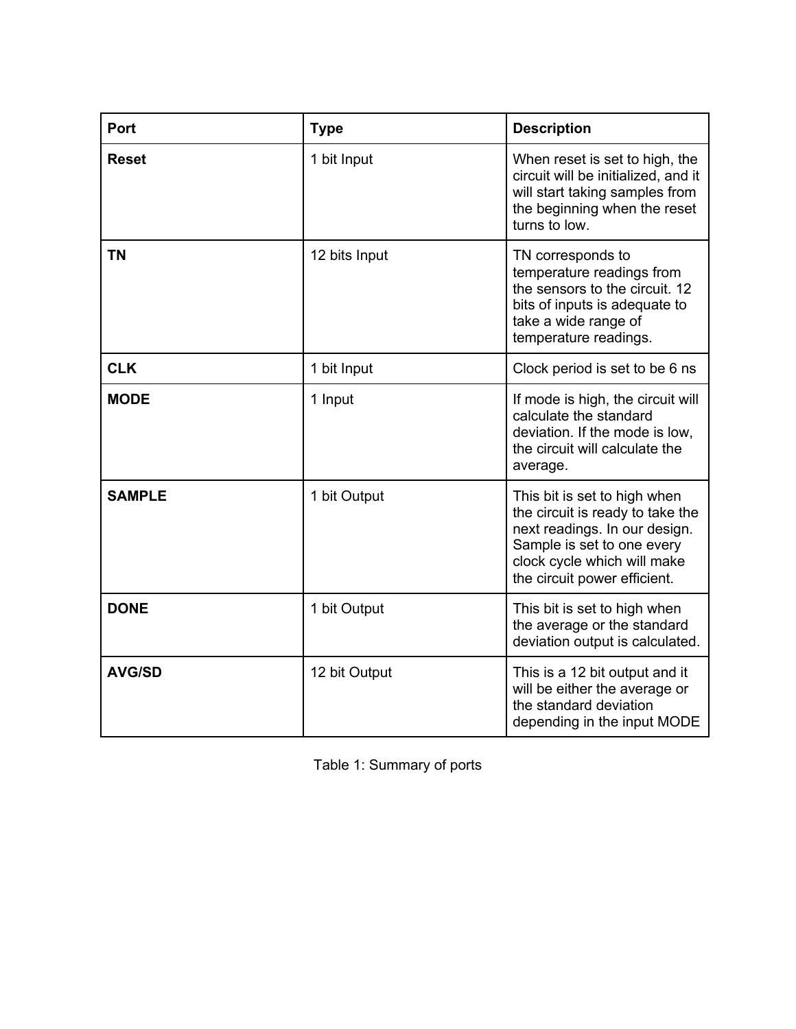| Port | Type | Description |
| --- | --- | --- |
| **Reset** | 1 bit Input | When reset is set to high, the circuit will be initialized, and it will start taking samples from the beginning when the reset turns to low. |
| **TN** | 12 bits Input | TN corresponds to temperature readings from the sensors to the circuit. 12 bits of inputs is adequate to take a wide range of temperature readings. |
| **CLK** | 1 bit Input | Clock period is set to be 6 ns |
| **MODE** | 1 Input | If mode is high, the circuit will calculate the standard deviation. If the mode is low, the circuit will calculate the average. |
| **SAMPLE** | 1 bit Output | This bit is set to high when the circuit is ready to take the next readings. In our design. Sample is set to one every clock cycle which will make the circuit power efficient. |
| **DONE** | 1 bit Output | This bit is set to high when the average or the standard deviation output is calculated. |
| **AVG/SD** | 12 bit Output | This is a 12 bit output and it will be either the average or the standard deviation depending in the input MODE |

Table 1: Summary of ports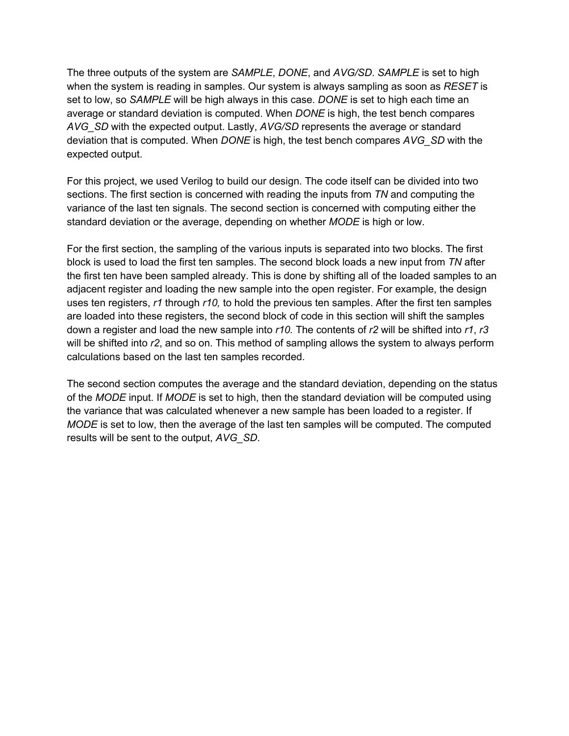The three outputs of the system are *SAMPLE*, *DONE*, and *AVG/SD*. *SAMPLE* is set to high when the system is reading in samples. Our system is always sampling as soon as *RESET* is set to low, so *SAMPLE* will be high always in this case. *DONE* is set to high each time an average or standard deviation is computed. When *DONE* is high, the test bench compares *AVG_SD* with the expected output. Lastly, *AVG/SD* represents the average or standard deviation that is computed. When *DONE* is high, the test bench compares *AVG_SD* with the expected output.

For this project, we used Verilog to build our design. The code itself can be divided into two sections. The first section is concerned with reading the inputs from *TN* and computing the variance of the last ten signals. The second section is concerned with computing either the standard deviation or the average, depending on whether *MODE* is high or low.

For the first section, the sampling of the various inputs is separated into two blocks. The first block is used to load the first ten samples. The second block loads a new input from *TN* after the first ten have been sampled already. This is done by shifting all of the loaded samples to an adjacent register and loading the new sample into the open register. For example, the design uses ten registers, *r1* through *r10,* to hold the previous ten samples. After the first ten samples are loaded into these registers, the second block of code in this section will shift the samples down a register and load the new sample into *r10.* The contents of *r2* will be shifted into *r1*, *r3* will be shifted into *r2*, and so on. This method of sampling allows the system to always perform calculations based on the last ten samples recorded.

The second section computes the average and the standard deviation, depending on the status of the *MODE* input. If *MODE* is set to high, then the standard deviation will be computed using the variance that was calculated whenever a new sample has been loaded to a register. If *MODE* is set to low, then the average of the last ten samples will be computed. The computed results will be sent to the output, *AVG_SD*.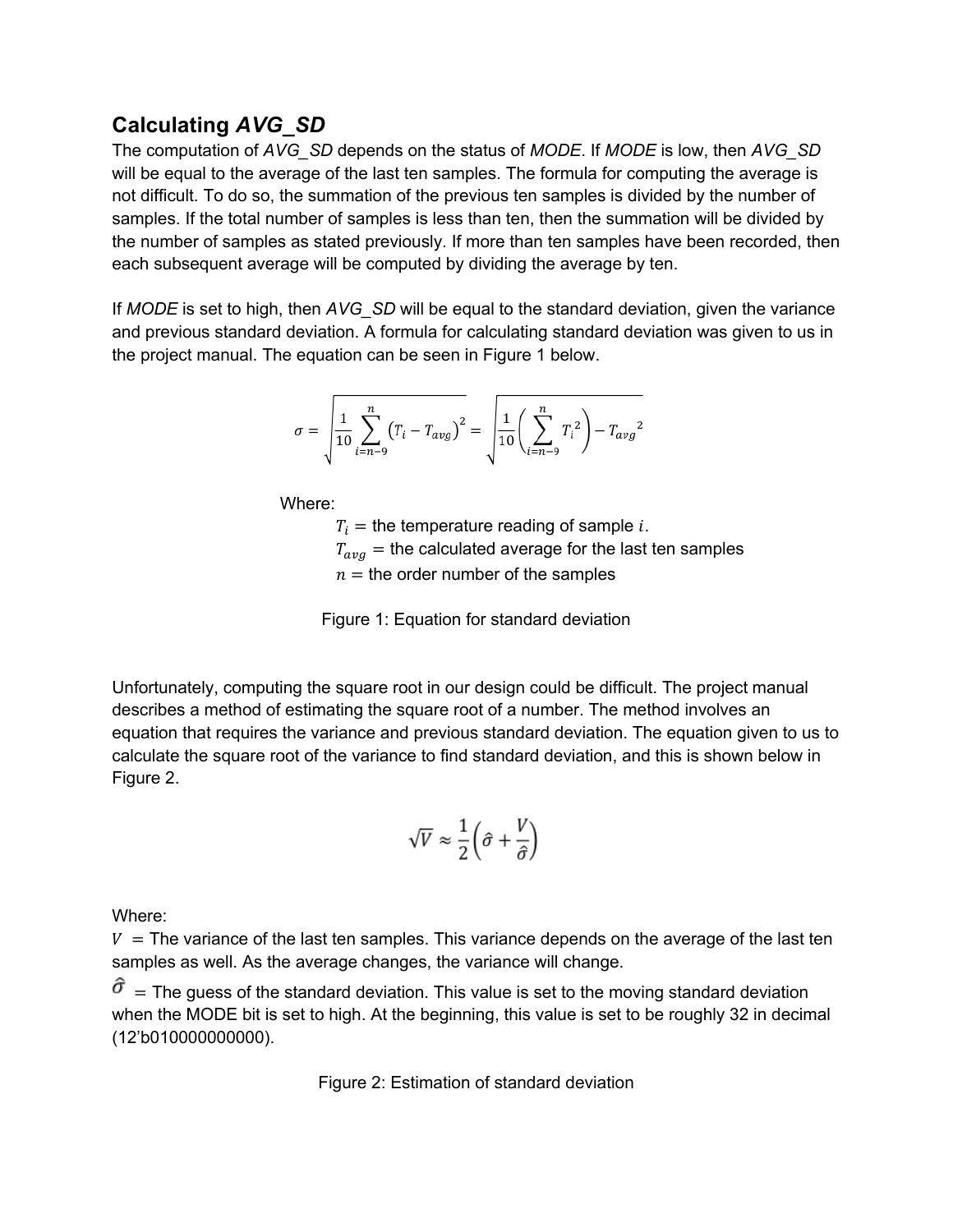## Calculating *AVG_SD*

The computation of *AVG_SD* depends on the status of *MODE*. If *MODE* is low, then *AVG_SD* will be equal to the average of the last ten samples. The formula for computing the average is not difficult. To do so, the summation of the previous ten samples is divided by the number of samples. If the total number of samples is less than ten, then the summation will be divided by the number of samples as stated previously. If more than ten samples have been recorded, then each subsequent average will be computed by dividing the average by ten.

If *MODE* is set to high, then *AVG_SD* will be equal to the standard deviation, given the variance and previous standard deviation. A formula for calculating standard deviation was given to us in the project manual. The equation can be seen in Figure 1 below.

$$\sigma = \sqrt{\frac{1}{10}\sum_{i=n-9}^{n}\left(T_i - T_{avg}\right)^2} = \sqrt{\frac{1}{10}\left(\sum_{i=n-9}^{n} T_i^{\,2}\right) - T_{avg}^{\,2}}$$

Where:

$T_i$ = the temperature reading of sample $i$.
$T_{avg}$ = the calculated average for the last ten samples
$n$ = the order number of the samples

Figure 1: Equation for standard deviation

Unfortunately, computing the square root in our design could be difficult. The project manual describes a method of estimating the square root of a number. The method involves an equation that requires the variance and previous standard deviation. The equation given to us to calculate the square root of the variance to find standard deviation, and this is shown below in Figure 2.

$$\sqrt{V} \approx \frac{1}{2}\left(\hat{\sigma} + \frac{V}{\hat{\sigma}}\right)$$

Where:

$V$ = The variance of the last ten samples. This variance depends on the average of the last ten samples as well. As the average changes, the variance will change.

$\hat{\sigma}$ = The guess of the standard deviation. This value is set to the moving standard deviation when the MODE bit is set to high. At the beginning, this value is set to be roughly 32 in decimal (12'b010000000000).

Figure 2: Estimation of standard deviation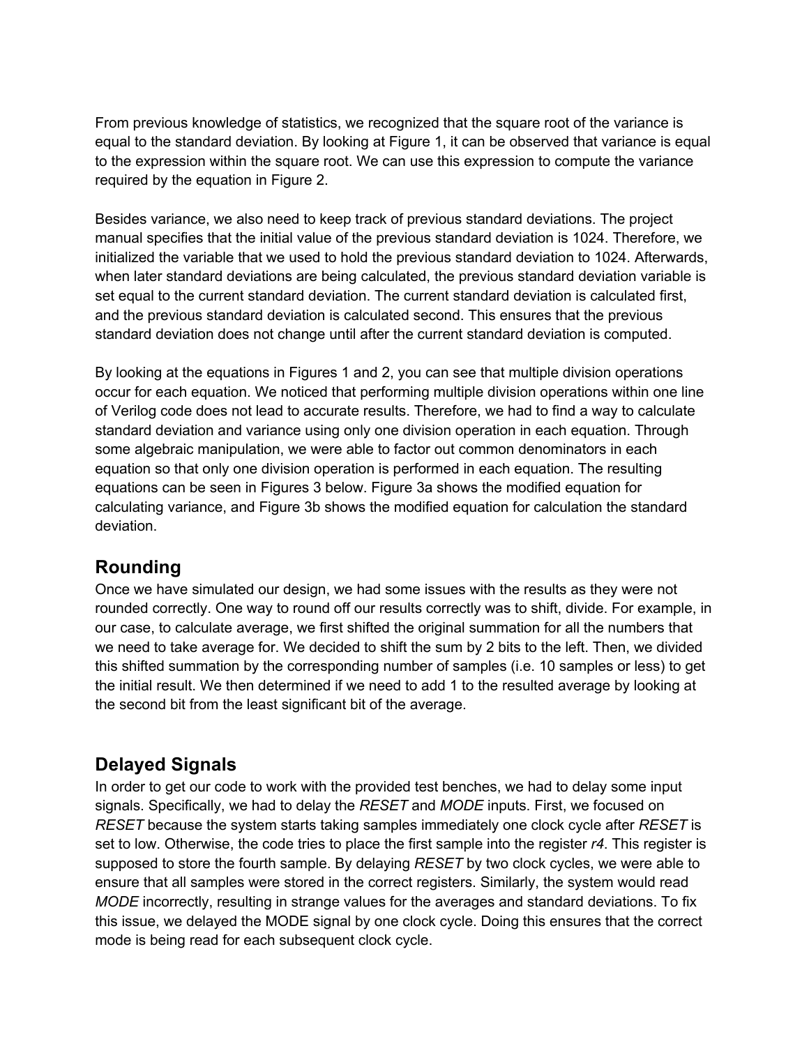From previous knowledge of statistics, we recognized that the square root of the variance is equal to the standard deviation. By looking at Figure 1, it can be observed that variance is equal to the expression within the square root. We can use this expression to compute the variance required by the equation in Figure 2.

Besides variance, we also need to keep track of previous standard deviations. The project manual specifies that the initial value of the previous standard deviation is 1024. Therefore, we initialized the variable that we used to hold the previous standard deviation to 1024. Afterwards, when later standard deviations are being calculated, the previous standard deviation variable is set equal to the current standard deviation. The current standard deviation is calculated first, and the previous standard deviation is calculated second. This ensures that the previous standard deviation does not change until after the current standard deviation is computed.

By looking at the equations in Figures 1 and 2, you can see that multiple division operations occur for each equation. We noticed that performing multiple division operations within one line of Verilog code does not lead to accurate results. Therefore, we had to find a way to calculate standard deviation and variance using only one division operation in each equation. Through some algebraic manipulation, we were able to factor out common denominators in each equation so that only one division operation is performed in each equation. The resulting equations can be seen in Figures 3 below. Figure 3a shows the modified equation for calculating variance, and Figure 3b shows the modified equation for calculation the standard deviation.

## Rounding

Once we have simulated our design, we had some issues with the results as they were not rounded correctly. One way to round off our results correctly was to shift, divide. For example, in our case, to calculate average, we first shifted the original summation for all the numbers that we need to take average for. We decided to shift the sum by 2 bits to the left. Then, we divided this shifted summation by the corresponding number of samples (i.e. 10 samples or less) to get the initial result. We then determined if we need to add 1 to the resulted average by looking at the second bit from the least significant bit of the average.

## Delayed Signals

In order to get our code to work with the provided test benches, we had to delay some input signals. Specifically, we had to delay the *RESET* and *MODE* inputs. First, we focused on *RESET* because the system starts taking samples immediately one clock cycle after *RESET* is set to low. Otherwise, the code tries to place the first sample into the register *r4*. This register is supposed to store the fourth sample. By delaying *RESET* by two clock cycles, we were able to ensure that all samples were stored in the correct registers. Similarly, the system would read *MODE* incorrectly, resulting in strange values for the averages and standard deviations. To fix this issue, we delayed the MODE signal by one clock cycle. Doing this ensures that the correct mode is being read for each subsequent clock cycle.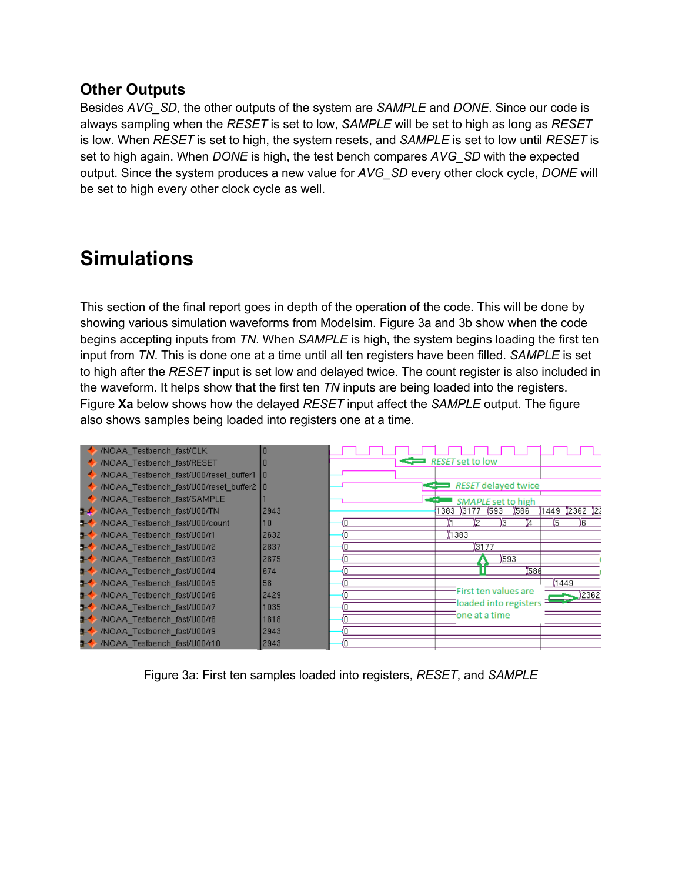### Other Outputs

Besides *AVG_SD*, the other outputs of the system are *SAMPLE* and *DONE*. Since our code is always sampling when the *RESET* is set to low, *SAMPLE* will be set to high as long as *RESET* is low. When *RESET* is set to high, the system resets, and *SAMPLE* is set to low until *RESET* is set to high again. When *DONE* is high, the test bench compares *AVG_SD* with the expected output. Since the system produces a new value for *AVG_SD* every other clock cycle, *DONE* will be set to high every other clock cycle as well.

# Simulations

This section of the final report goes in depth of the operation of the code. This will be done by showing various simulation waveforms from Modelsim. Figure 3a and 3b show when the code begins accepting inputs from *TN*. When *SAMPLE* is high, the system begins loading the first ten input from *TN*. This is done one at a time until all ten registers have been filled. *SAMPLE* is set to high after the *RESET* input is set low and delayed twice. The count register is also included in the waveform. It helps show that the first ten *TN* inputs are being loaded into the registers. Figure **Xa** below shows how the delayed *RESET* input affect the *SAMPLE* output. The figure also shows samples being loaded into registers one at a time.

Figure 3a: First ten samples loaded into registers, *RESET*, and *SAMPLE*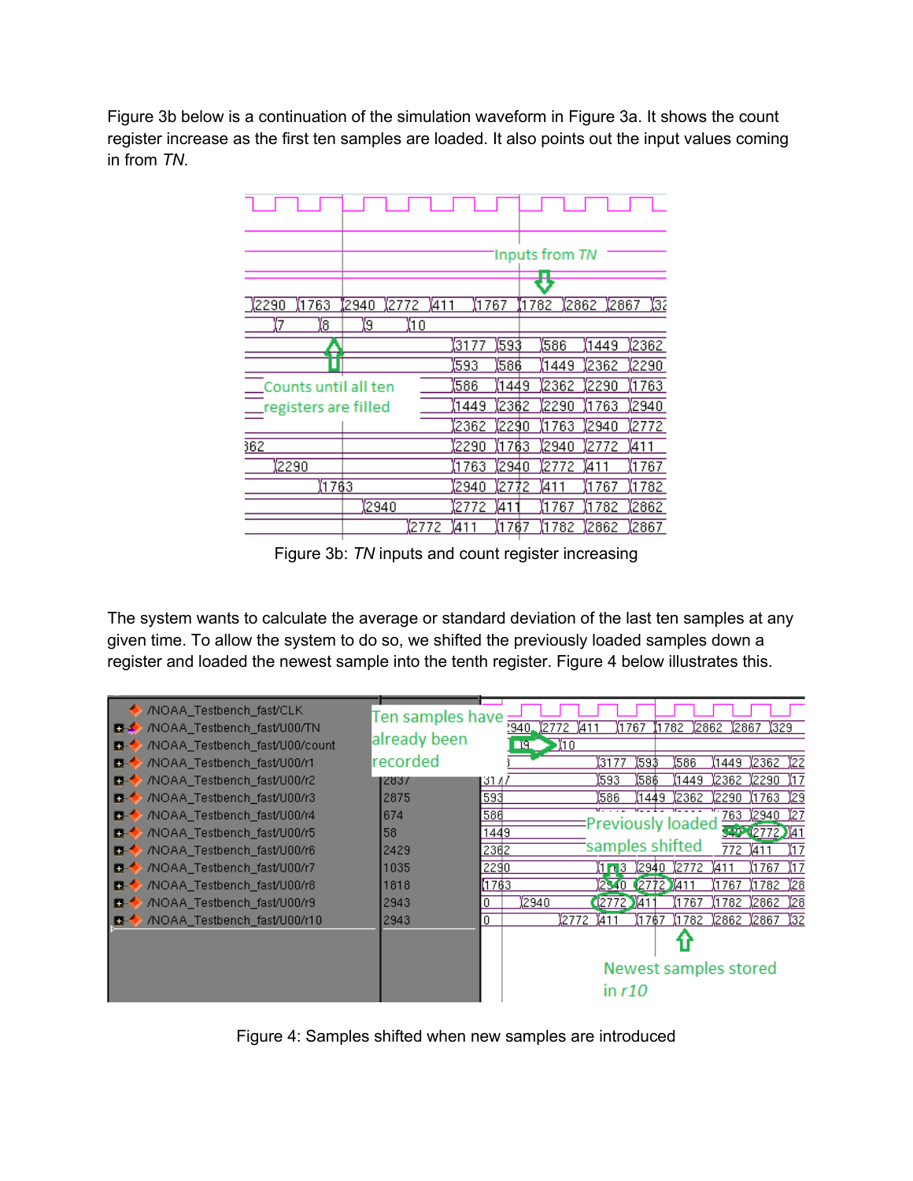Figure 3b below is a continuation of the simulation waveform in Figure 3a. It shows the count register increase as the first ten samples are loaded. It also points out the input values coming in from *TN*.

Figure 3b: *TN* inputs and count register increasing

The system wants to calculate the average or standard deviation of the last ten samples at any given time. To allow the system to do so, we shifted the previously loaded samples down a register and loaded the newest sample into the tenth register. Figure 4 below illustrates this.

Figure 4: Samples shifted when new samples are introduced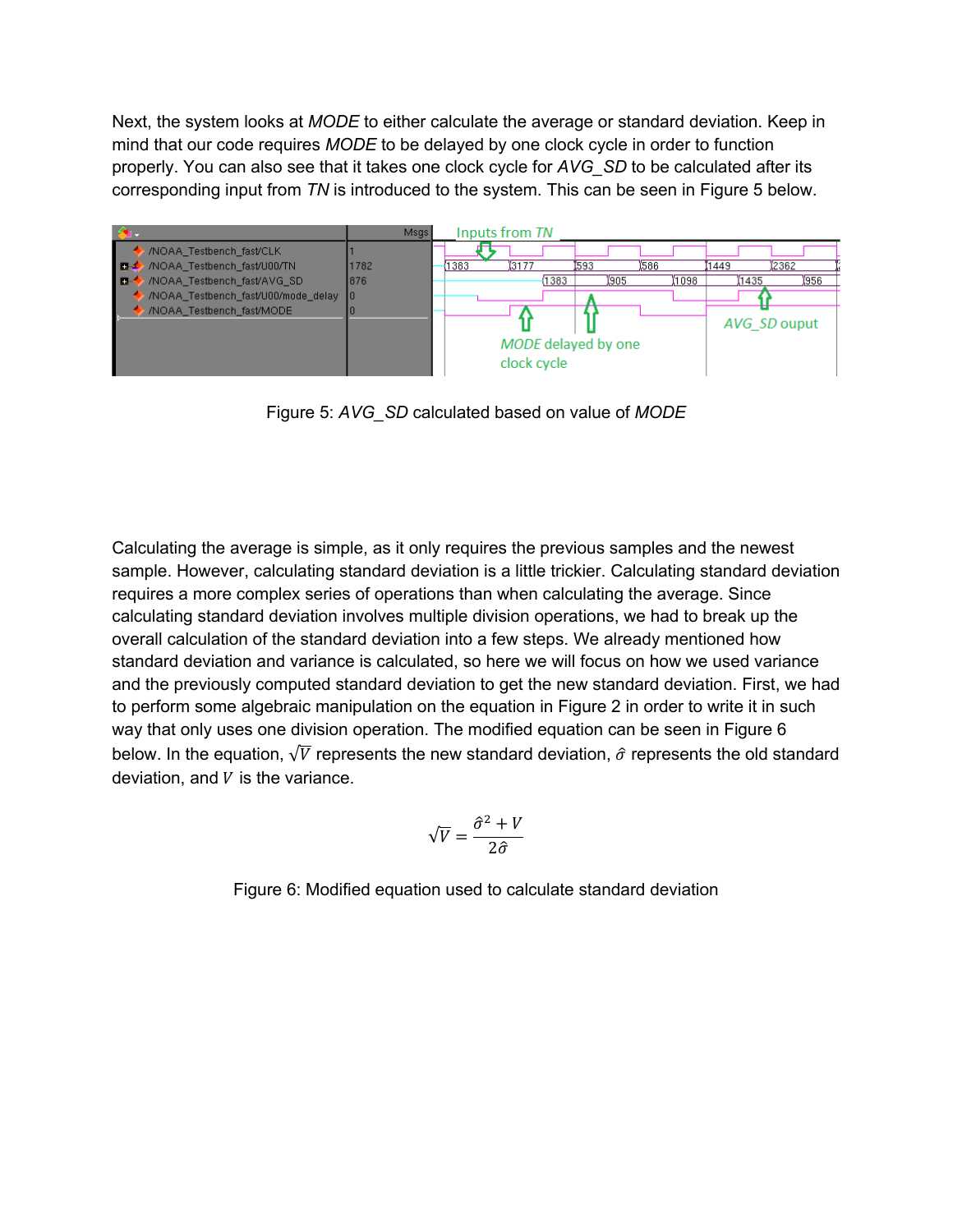Next, the system looks at *MODE* to either calculate the average or standard deviation. Keep in mind that our code requires *MODE* to be delayed by one clock cycle in order to function properly. You can also see that it takes one clock cycle for *AVG_SD* to be calculated after its corresponding input from *TN* is introduced to the system. This can be seen in Figure 5 below.

Figure 5: *AVG_SD* calculated based on value of *MODE*

Calculating the average is simple, as it only requires the previous samples and the newest sample. However, calculating standard deviation is a little trickier. Calculating standard deviation requires a more complex series of operations than when calculating the average. Since calculating standard deviation involves multiple division operations, we had to break up the overall calculation of the standard deviation into a few steps. We already mentioned how standard deviation and variance is calculated, so here we will focus on how we used variance and the previously computed standard deviation to get the new standard deviation. First, we had to perform some algebraic manipulation on the equation in Figure 2 in order to write it in such way that only uses one division operation. The modified equation can be seen in Figure 6 below. In the equation, $\sqrt{V}$ represents the new standard deviation, $\hat{\sigma}$ represents the old standard deviation, and $V$ is the variance.

$$\sqrt{V} = \frac{\hat{\sigma}^2 + V}{2\hat{\sigma}}$$

Figure 6: Modified equation used to calculate standard deviation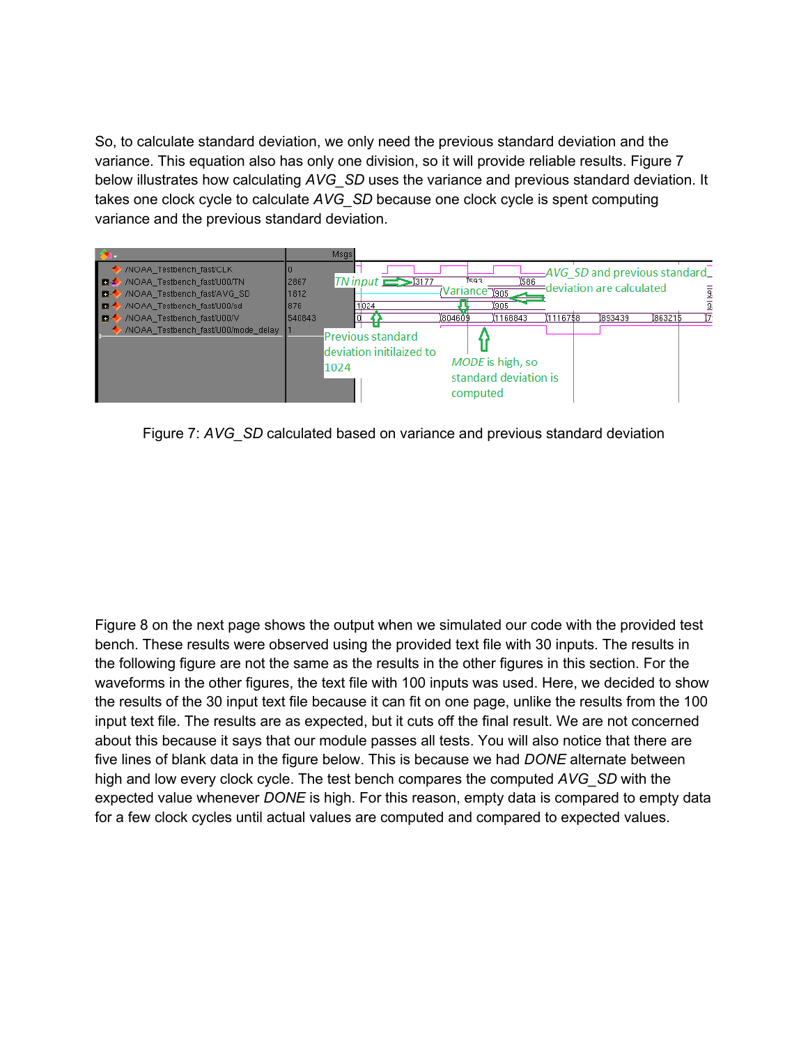So, to calculate standard deviation, we only need the previous standard deviation and the variance. This equation also has only one division, so it will provide reliable results. Figure 7 below illustrates how calculating *AVG_SD* uses the variance and previous standard deviation. It takes one clock cycle to calculate *AVG_SD* because one clock cycle is spent computing variance and the previous standard deviation.

Figure 7: *AVG_SD* calculated based on variance and previous standard deviation

Figure 8 on the next page shows the output when we simulated our code with the provided test bench. These results were observed using the provided text file with 30 inputs. The results in the following figure are not the same as the results in the other figures in this section. For the waveforms in the other figures, the text file with 100 inputs was used. Here, we decided to show the results of the 30 input text file because it can fit on one page, unlike the results from the 100 input text file. The results are as expected, but it cuts off the final result. We are not concerned about this because it says that our module passes all tests. You will also notice that there are five lines of blank data in the figure below. This is because we had *DONE* alternate between high and low every clock cycle. The test bench compares the computed *AVG_SD* with the expected value whenever *DONE* is high. For this reason, empty data is compared to empty data for a few clock cycles until actual values are computed and compared to expected values.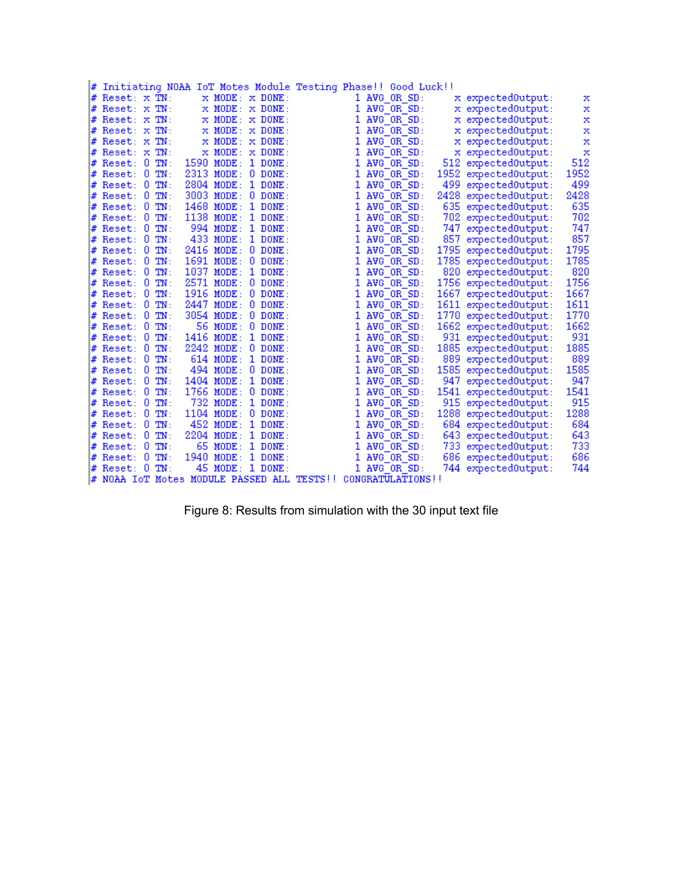```
# Initiating NOAA IoT Motes Module Testing Phase!! Good Luck!!
# Reset: x TN:     x MODE: x DONE:          1 AVG_OR_SD:    x expectedOutput:    x
# Reset: x TN:     x MODE: x DONE:          1 AVG_OR_SD:    x expectedOutput:    x
# Reset: x TN:     x MODE: x DONE:          1 AVG_OR_SD:    x expectedOutput:    x
# Reset: x TN:     x MODE: x DONE:          1 AVG_OR_SD:    x expectedOutput:    x
# Reset: x TN:     x MODE: x DONE:          1 AVG_OR_SD:    x expectedOutput:    x
# Reset: x TN:     x MODE: x DONE:          1 AVG_OR_SD:    x expectedOutput:    x
# Reset: 0 TN:  1590 MODE: 1 DONE:          1 AVG_OR_SD:  512 expectedOutput:  512
# Reset: 0 TN:  2313 MODE: 0 DONE:          1 AVG_OR_SD: 1952 expectedOutput: 1952
# Reset: 0 TN:  2804 MODE: 1 DONE:          1 AVG_OR_SD:  499 expectedOutput:  499
# Reset: 0 TN:  3003 MODE: 0 DONE:          1 AVG_OR_SD: 2428 expectedOutput: 2428
# Reset: 0 TN:  1468 MODE: 1 DONE:          1 AVG_OR_SD:  635 expectedOutput:  635
# Reset: 0 TN:  1138 MODE: 1 DONE:          1 AVG_OR_SD:  702 expectedOutput:  702
# Reset: 0 TN:   994 MODE: 1 DONE:          1 AVG_OR_SD:  747 expectedOutput:  747
# Reset: 0 TN:   433 MODE: 1 DONE:          1 AVG_OR_SD:  857 expectedOutput:  857
# Reset: 0 TN:  2416 MODE: 0 DONE:          1 AVG_OR_SD: 1795 expectedOutput: 1795
# Reset: 0 TN:  1691 MODE: 0 DONE:          1 AVG_OR_SD: 1785 expectedOutput: 1785
# Reset: 0 TN:  1037 MODE: 1 DONE:          1 AVG_OR_SD:  820 expectedOutput:  820
# Reset: 0 TN:  2571 MODE: 0 DONE:          1 AVG_OR_SD: 1756 expectedOutput: 1756
# Reset: 0 TN:  1916 MODE: 0 DONE:          1 AVG_OR_SD: 1667 expectedOutput: 1667
# Reset: 0 TN:  2447 MODE: 0 DONE:          1 AVG_OR_SD: 1611 expectedOutput: 1611
# Reset: 0 TN:  3054 MODE: 0 DONE:          1 AVG_OR_SD: 1770 expectedOutput: 1770
# Reset: 0 TN:    56 MODE: 0 DONE:          1 AVG_OR_SD: 1662 expectedOutput: 1662
# Reset: 0 TN:  1416 MODE: 1 DONE:          1 AVG_OR_SD:  931 expectedOutput:  931
# Reset: 0 TN:  2242 MODE: 0 DONE:          1 AVG_OR_SD: 1885 expectedOutput: 1885
# Reset: 0 TN:   614 MODE: 1 DONE:          1 AVG_OR_SD:  889 expectedOutput:  889
# Reset: 0 TN:   494 MODE: 0 DONE:          1 AVG_OR_SD: 1585 expectedOutput: 1585
# Reset: 0 TN:  1404 MODE: 1 DONE:          1 AVG_OR_SD:  947 expectedOutput:  947
# Reset: 0 TN:  1766 MODE: 0 DONE:          1 AVG_OR_SD: 1541 expectedOutput: 1541
# Reset: 0 TN:   732 MODE: 1 DONE:          1 AVG_OR_SD:  915 expectedOutput:  915
# Reset: 0 TN:  1104 MODE: 0 DONE:          1 AVG_OR_SD: 1288 expectedOutput: 1288
# Reset: 0 TN:   452 MODE: 1 DONE:          1 AVG_OR_SD:  684 expectedOutput:  684
# Reset: 0 TN:  2204 MODE: 1 DONE:          1 AVG_OR_SD:  643 expectedOutput:  643
# Reset: 0 TN:    65 MODE: 1 DONE:          1 AVG_OR_SD:  733 expectedOutput:  733
# Reset: 0 TN:  1940 MODE: 1 DONE:          1 AVG_OR_SD:  686 expectedOutput:  686
# Reset: 0 TN:    45 MODE: 1 DONE:          1 AVG_OR_SD:  744 expectedOutput:  744
# NOAA IoT Motes MODULE PASSED ALL TESTS!! CONGRATULATIONS!!
```

Figure 8: Results from simulation with the 30 input text file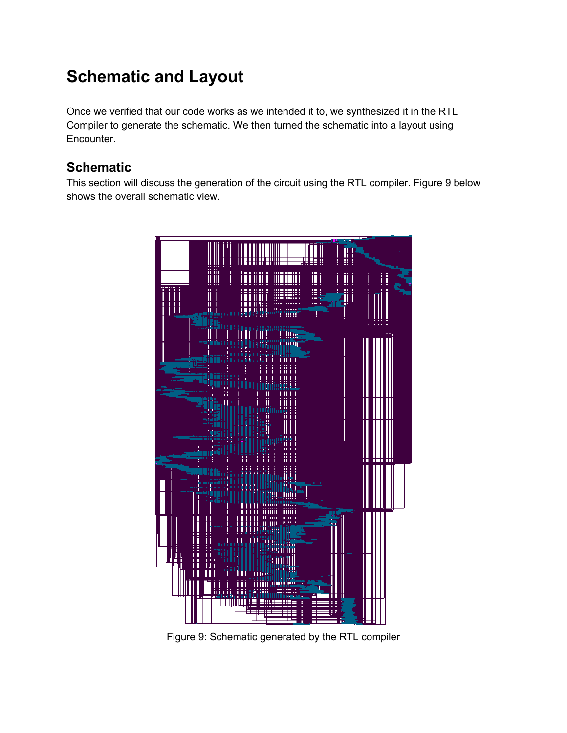# Schematic and Layout

Once we verified that our code works as we intended it to, we synthesized it in the RTL Compiler to generate the schematic. We then turned the schematic into a layout using Encounter.

## Schematic

This section will discuss the generation of the circuit using the RTL compiler. Figure 9 below shows the overall schematic view.

Figure 9: Schematic generated by the RTL compiler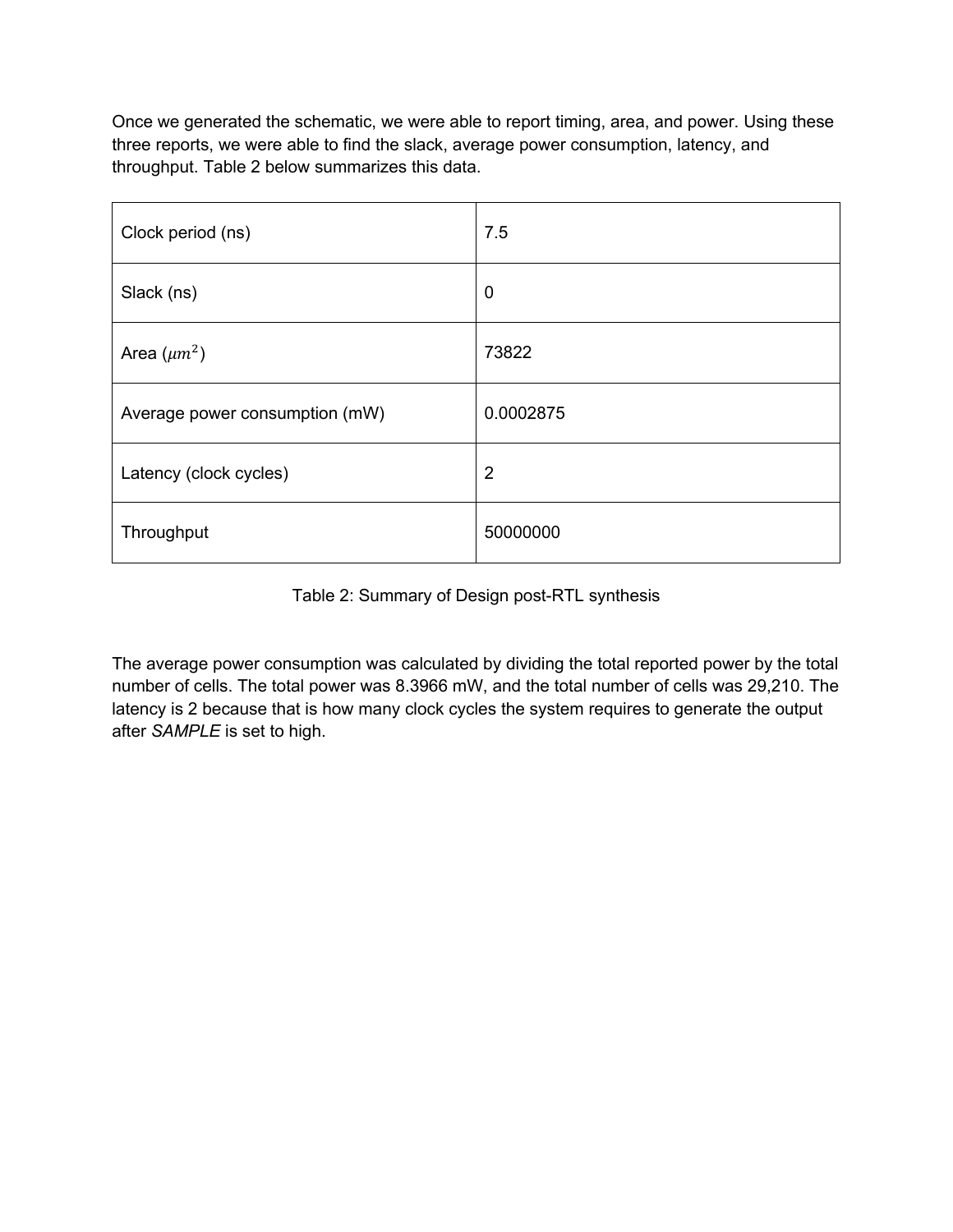Once we generated the schematic, we were able to report timing, area, and power. Using these three reports, we were able to find the slack, average power consumption, latency, and throughput. Table 2 below summarizes this data.

| | |
|---|---|
| Clock period (ns) | 7.5 |
| Slack (ns) | 0 |
| Area ($\mu m^2$) | 73822 |
| Average power consumption (mW) | 0.0002875 |
| Latency (clock cycles) | 2 |
| Throughput | 50000000 |

Table 2: Summary of Design post-RTL synthesis

The average power consumption was calculated by dividing the total reported power by the total number of cells. The total power was 8.3966 mW, and the total number of cells was 29,210. The latency is 2 because that is how many clock cycles the system requires to generate the output after *SAMPLE* is set to high.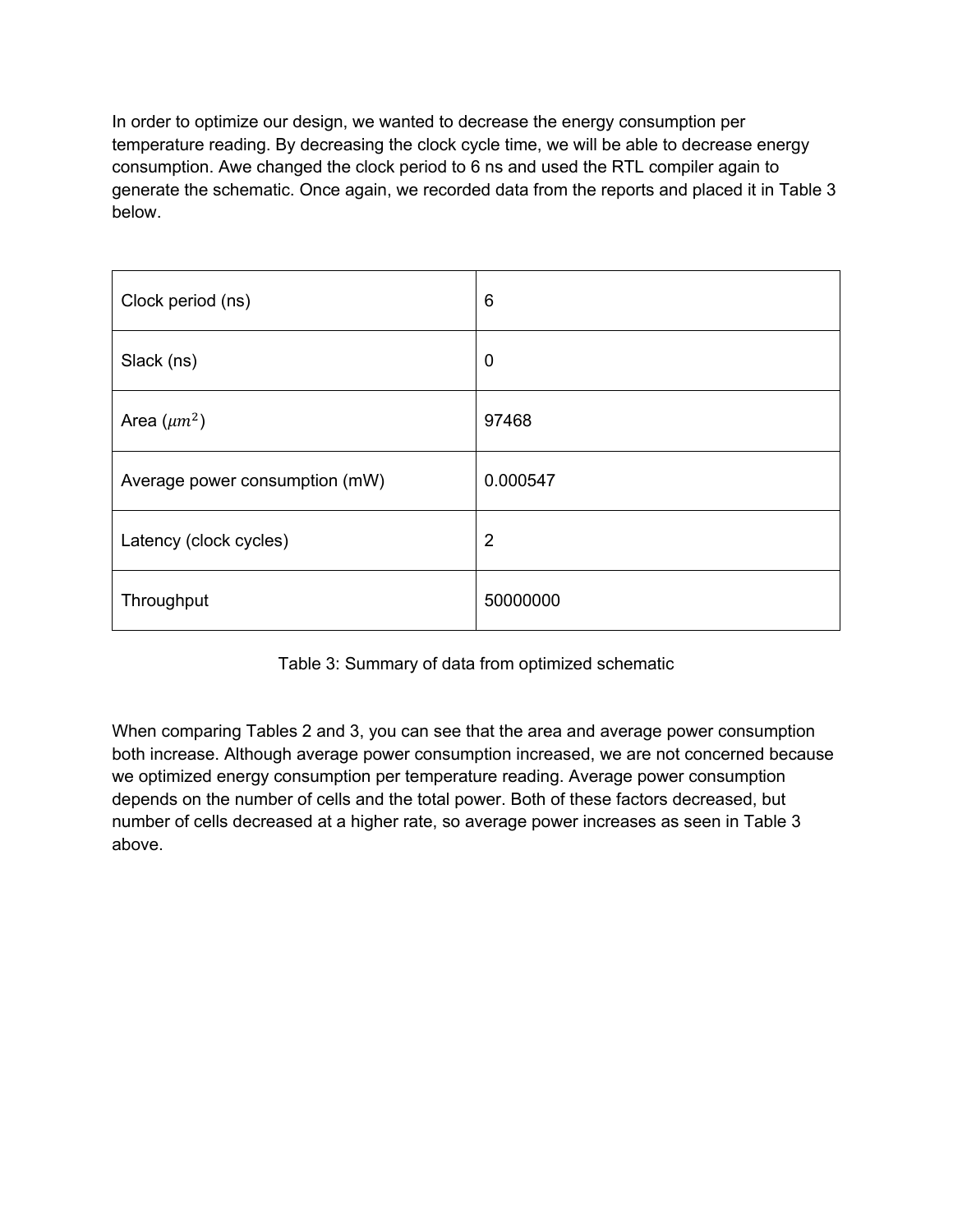In order to optimize our design, we wanted to decrease the energy consumption per temperature reading. By decreasing the clock cycle time, we will be able to decrease energy consumption. Awe changed the clock period to 6 ns and used the RTL compiler again to generate the schematic. Once again, we recorded data from the reports and placed it in Table 3 below.

| | |
|---|---|
| Clock period (ns) | 6 |
| Slack (ns) | 0 |
| Area ($\mu m^2$) | 97468 |
| Average power consumption (mW) | 0.000547 |
| Latency (clock cycles) | 2 |
| Throughput | 50000000 |

Table 3: Summary of data from optimized schematic

When comparing Tables 2 and 3, you can see that the area and average power consumption both increase. Although average power consumption increased, we are not concerned because we optimized energy consumption per temperature reading. Average power consumption depends on the number of cells and the total power. Both of these factors decreased, but number of cells decreased at a higher rate, so average power increases as seen in Table 3 above.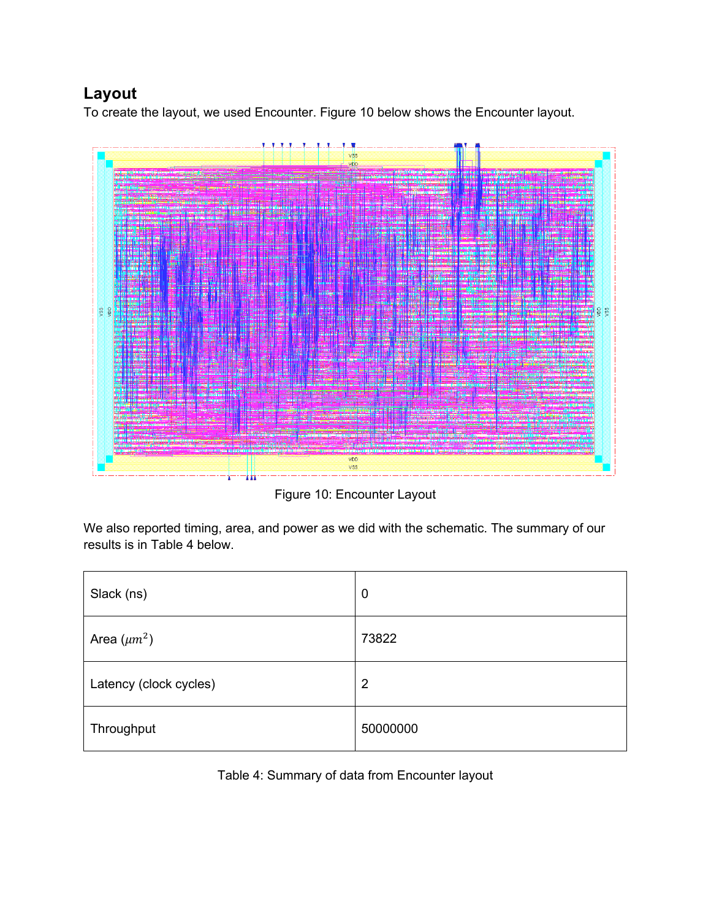## Layout

To create the layout, we used Encounter. Figure 10 below shows the Encounter layout.

Figure 10: Encounter Layout

We also reported timing, area, and power as we did with the schematic. The summary of our results is in Table 4 below.

| | |
|---|---|
| Slack (ns) | 0 |
| Area ($\mu m^2$) | 73822 |
| Latency (clock cycles) | 2 |
| Throughput | 50000000 |

Table 4: Summary of data from Encounter layout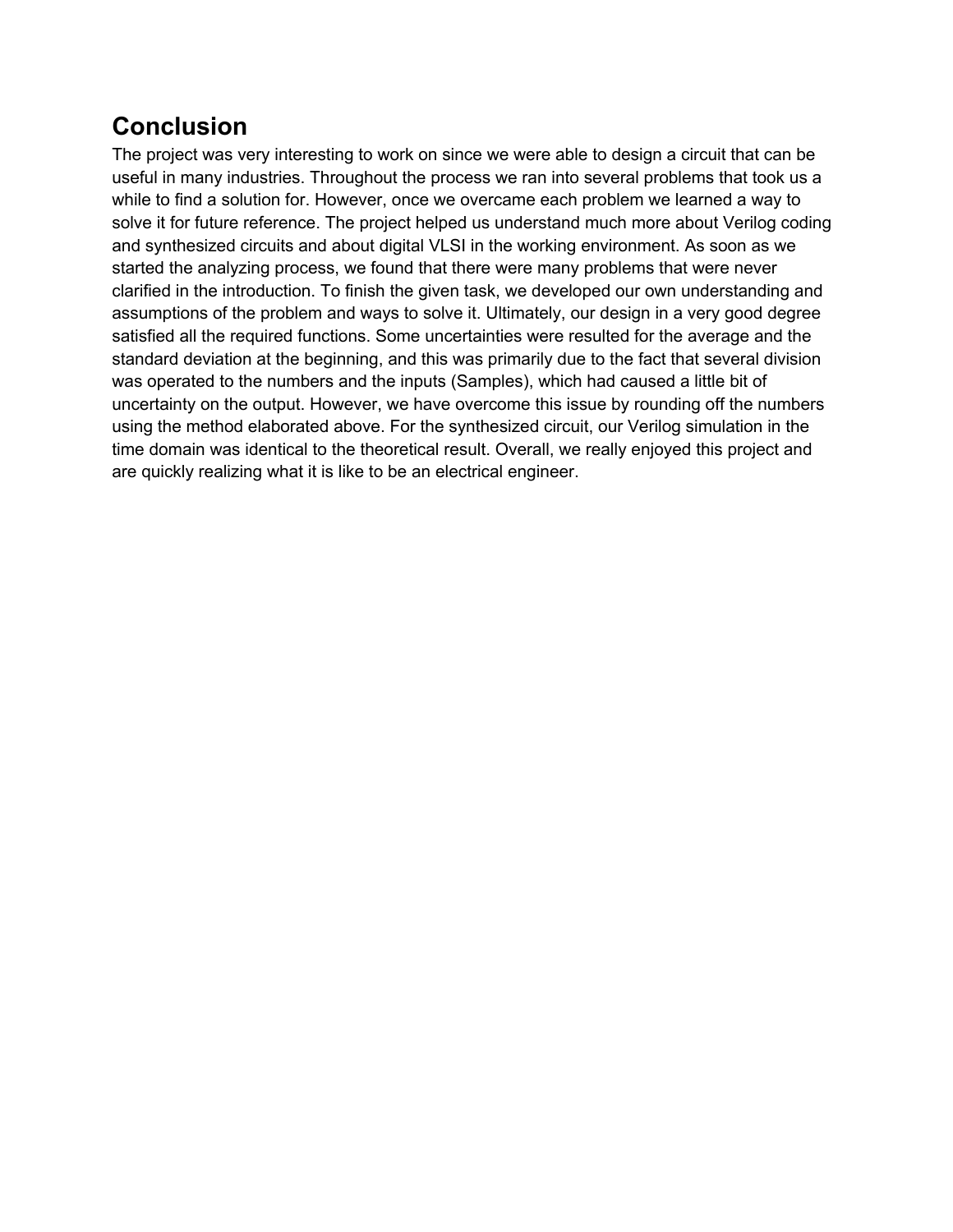## Conclusion

The project was very interesting to work on since we were able to design a circuit that can be useful in many industries. Throughout the process we ran into several problems that took us a while to find a solution for. However, once we overcame each problem we learned a way to solve it for future reference. The project helped us understand much more about Verilog coding and synthesized circuits and about digital VLSI in the working environment. As soon as we started the analyzing process, we found that there were many problems that were never clarified in the introduction. To finish the given task, we developed our own understanding and assumptions of the problem and ways to solve it. Ultimately, our design in a very good degree satisfied all the required functions. Some uncertainties were resulted for the average and the standard deviation at the beginning, and this was primarily due to the fact that several division was operated to the numbers and the inputs (Samples), which had caused a little bit of uncertainty on the output. However, we have overcome this issue by rounding off the numbers using the method elaborated above. For the synthesized circuit, our Verilog simulation in the time domain was identical to the theoretical result. Overall, we really enjoyed this project and are quickly realizing what it is like to be an electrical engineer.